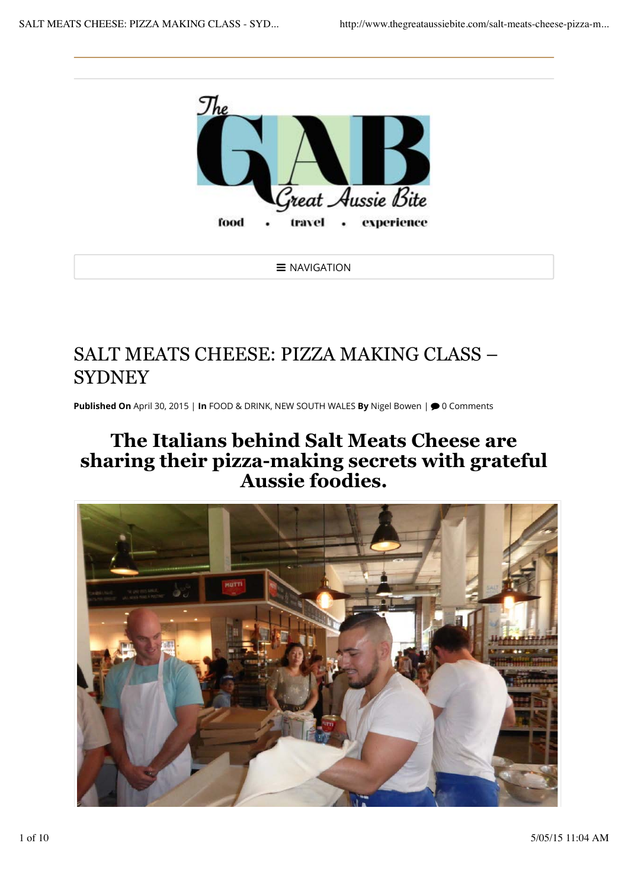# SALT MEATS CHEESE: PIZZA MAKING CLASS – SYDNEY

**Published On** April 30, 2015 | **In** FOOD & DRINK, NEW SOUTH WALES **By** Nigel Bowen | 0 Comments

## The Italians behind Salt Meats Cheese are sharing their pizza-making secrets with grateful Aussie foodies.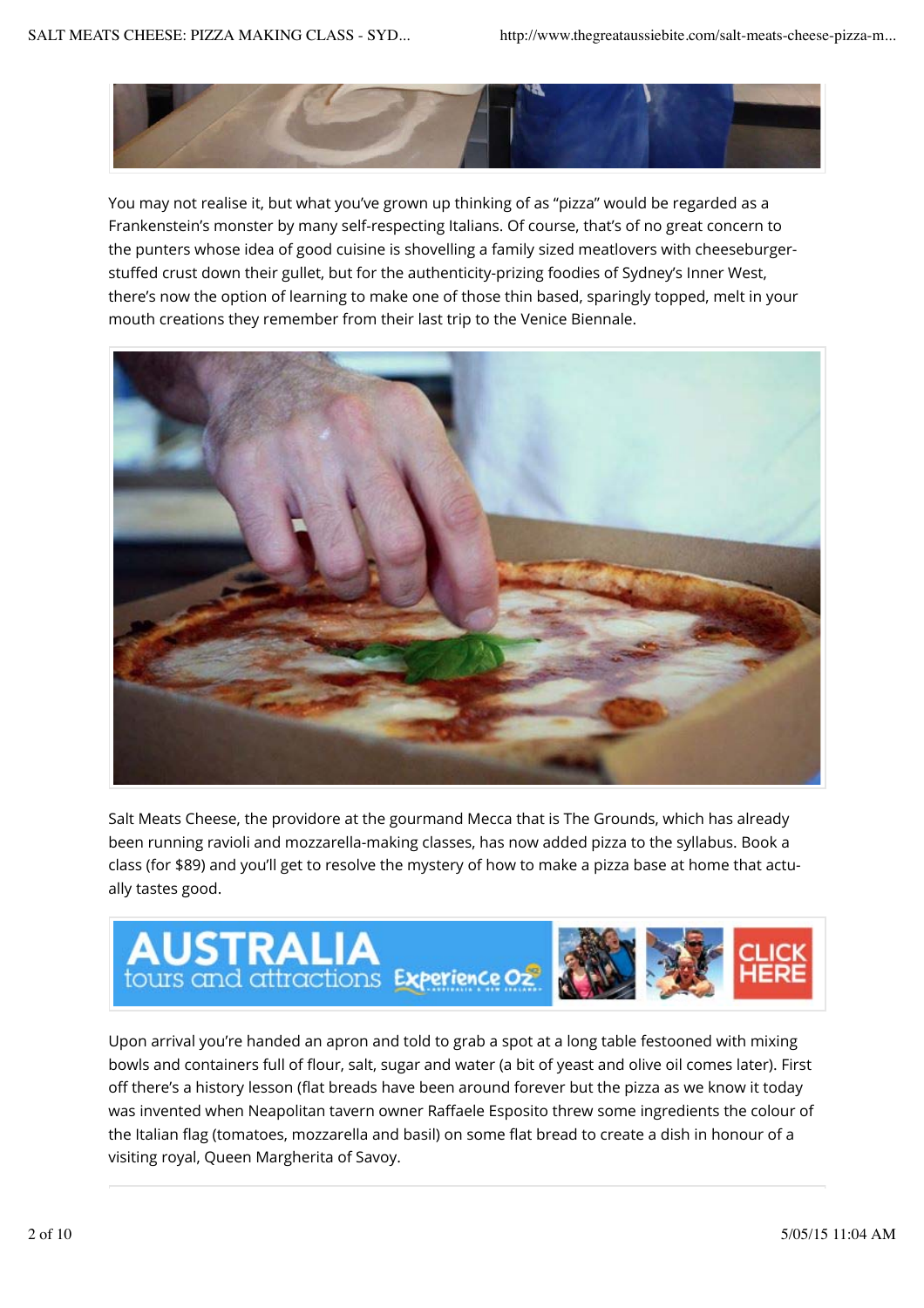You may not realise it, but what you've grown up thinking of as "pizza" would be regarded as a Frankenstein's monster by many self-respecting Italians. Of course, that's of no great concern to the punters whose idea of good cuisine is shovelling a family sized meatlovers with cheeseburger-stuffed crust down their gullet, but for the authenticity-prizing foodies of Sydney's Inner West, there's now the option of learning to make one of those thin based, sparingly topped, melt in your mouth creations they remember from their last trip to the Venice Biennale.

Salt Meats Cheese, the providore at the gourmand Mecca that is The Grounds, which has already been running ravioli and mozzarella-making classes, has now added pizza to the syllabus. Book a class (for $89) and you'll get to resolve the mystery of how to make a pizza base at home that actually tastes good.

Upon arrival you're handed an apron and told to grab a spot at a long table festooned with mixing bowls and containers full of flour, salt, sugar and water (a bit of yeast and olive oil comes later). First off there's a history lesson (flat breads have been around forever but the pizza as we know it today was invented when Neapolitan tavern owner Raffaele Esposito threw some ingredients the colour of the Italian flag (tomatoes, mozzarella and basil) on some flat bread to create a dish in honour of a visiting royal, Queen Margherita of Savoy.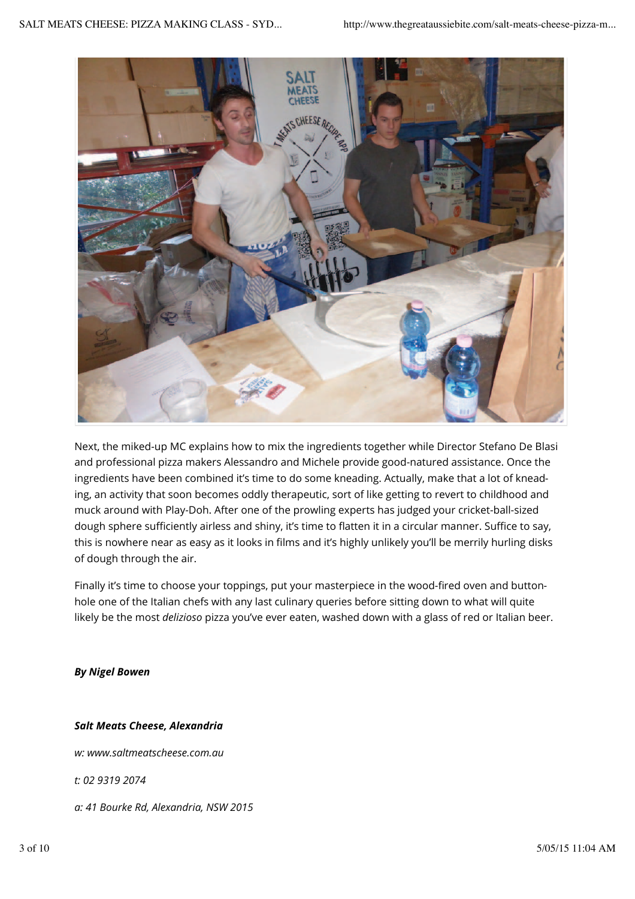Next, the miked-up MC explains how to mix the ingredients together while Director Stefano De Blasi and professional pizza makers Alessandro and Michele provide good-natured assistance. Once the ingredients have been combined it's time to do some kneading. Actually, make that a lot of kneading, an activity that soon becomes oddly therapeutic, sort of like getting to revert to childhood and muck around with Play-Doh. After one of the prowling experts has judged your cricket-ball-sized dough sphere sufficiently airless and shiny, it's time to flatten it in a circular manner. Suffice to say, this is nowhere near as easy as it looks in films and it's highly unlikely you'll be merrily hurling disks of dough through the air.

Finally it's time to choose your toppings, put your masterpiece in the wood-fired oven and buttonhole one of the Italian chefs with any last culinary queries before sitting down to what will quite likely be the most *delizioso* pizza you've ever eaten, washed down with a glass of red or Italian beer.

***By Nigel Bowen***

***Salt Meats Cheese, Alexandria***

*w: www.saltmeatscheese.com.au*

*t: 02 9319 2074*

*a: 41 Bourke Rd, Alexandria, NSW 2015*